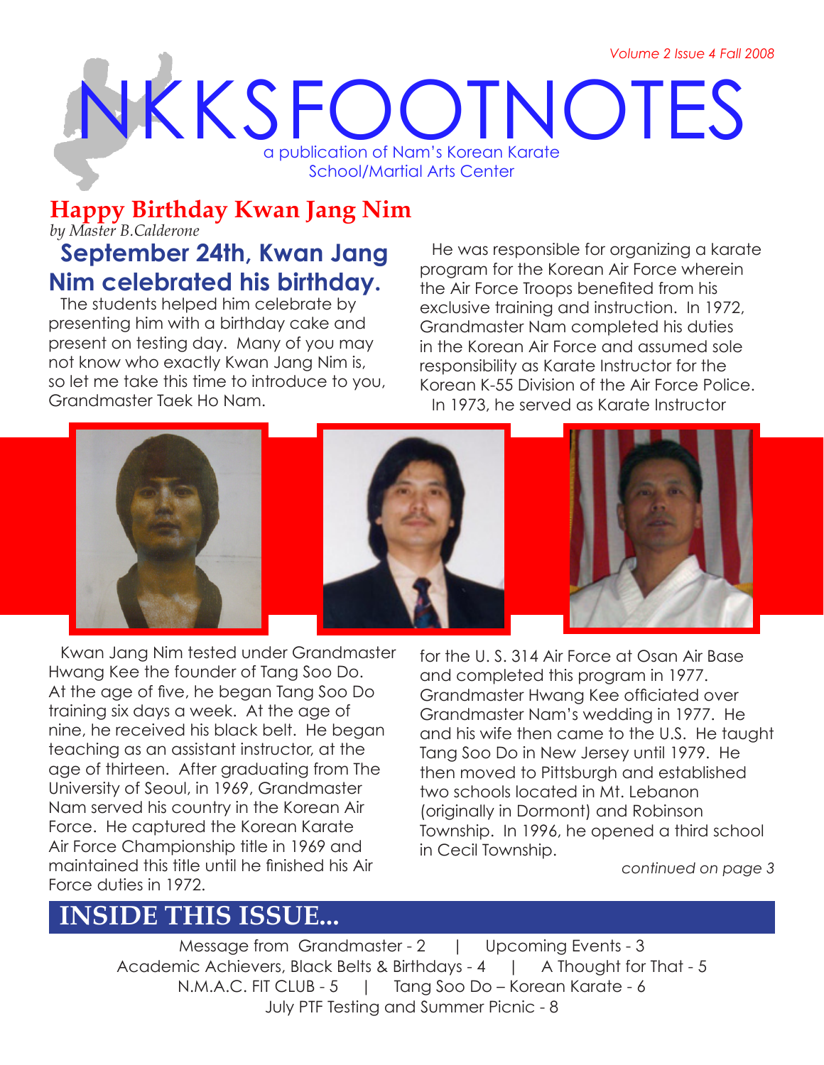# NKKSFOOTNOTES

a publication of Nam's Korean Karate School/Martial Arts Center

## Happy Birthday Kwan Jang Nim

*by Master B.Calderone*

### September 24th, Kwan Jang Nim celebrated his birthday.

The students helped him celebrate by presenting him with a birthday cake and present on testing day. Many of you may not know who exactly Kwan Jang Nim is, so let me take this time to introduce to you, Grandmaster Taek Ho Nam.

He was responsible for organizing a karate program for the Korean Air Force wherein the Air Force Troops benefited from his exclusive training and instruction. In 1972, Grandmaster Nam completed his duties in the Korean Air Force and assumed sole responsibility as Karate Instructor for the Korean K-55 Division of the Air Force Police. In 1973, he served as Karate Instructor for the U. S. 314 Air Force at Osan Air Base and completed this program in 1977. Grandmaster Hwang Kee officiated over Grandmaster Nam's wedding in 1977. He and his wife then came to the U.S. He taught Tang Soo Do in New Jersey until 1979. He then moved to Pittsburgh and established two schools located in Mt. Lebanon (originally in Dormont) and Robinson Township. In 1996, he opened a third school in Cecil Township.

Kwan Jang Nim tested under Grandmaster Hwang Kee the founder of Tang Soo Do. At the age of five, he began Tang Soo Do training six days a week. At the age of nine, he received his black belt. He began teaching as an assistant instructor, at the age of thirteen. After graduating from The University of Seoul, in 1969, Grandmaster Nam served his country in the Korean Air Force. He captured the Korean Karate Air Force Championship title in 1969 and maintained this title until he finished his Air Force duties in 1972.

*continued on page 3*

## INSIDE THIS ISSUE...

Message from Grandmaster - 2 | Upcoming Events - 3
Academic Achievers, Black Belts & Birthdays - 4 | A Thought for That - 5
N.M.A.C. FIT CLUB - 5 | Tang Soo Do – Korean Karate - 6
July PTF Testing and Summer Picnic - 8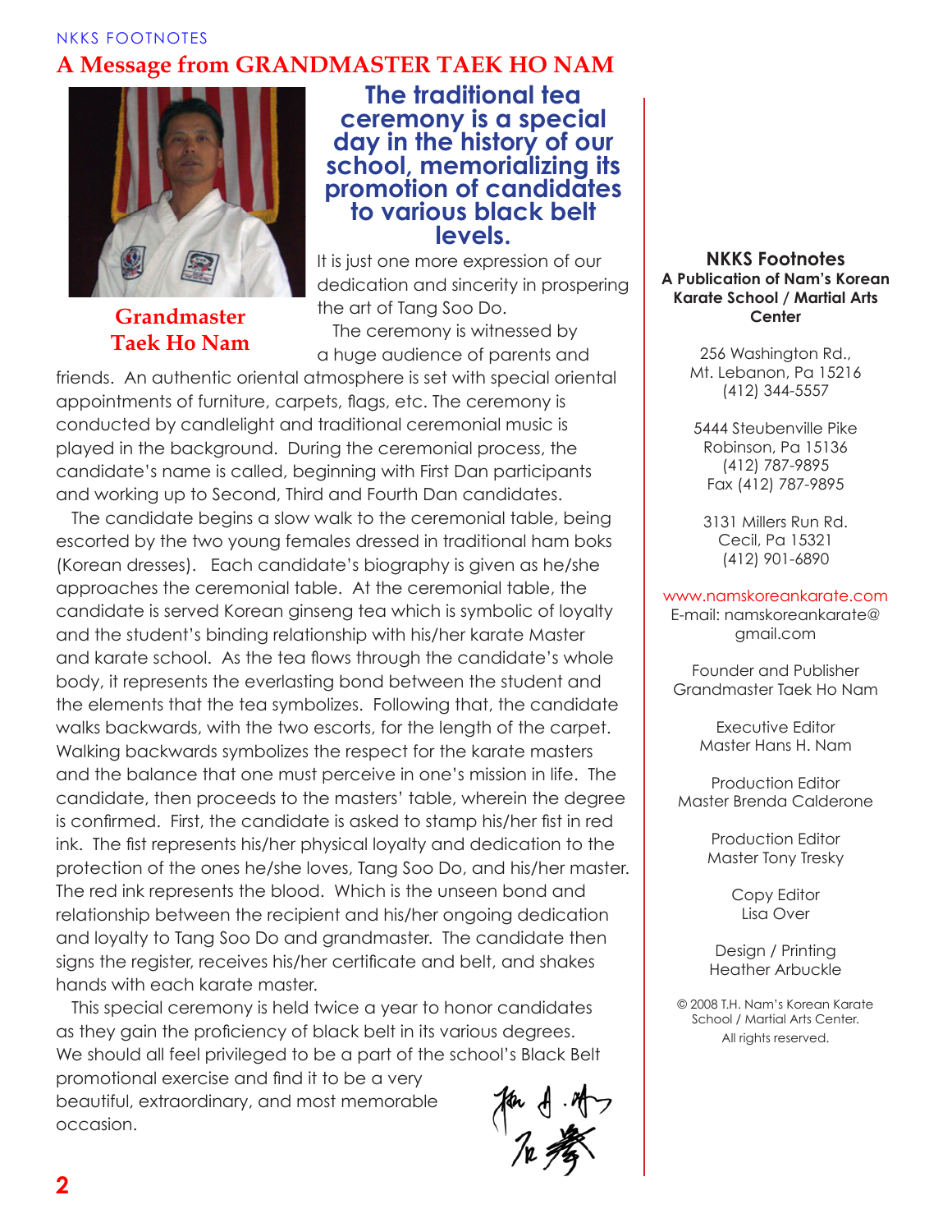## A Message from GRANDMASTER TAEK HO NAM

Grandmaster Taek Ho Nam

### The traditional tea ceremony is a special day in the history of our school, memorializing its promotion of candidates to various black belt levels.

It is just one more expression of our dedication and sincerity in prospering the art of Tang Soo Do.

The ceremony is witnessed by a huge audience of parents and friends. An authentic oriental atmosphere is set with special oriental appointments of furniture, carpets, flags, etc. The ceremony is conducted by candlelight and traditional ceremonial music is played in the background. During the ceremonial process, the candidate's name is called, beginning with First Dan participants and working up to Second, Third and Fourth Dan candidates.

The candidate begins a slow walk to the ceremonial table, being escorted by the two young females dressed in traditional ham boks (Korean dresses). Each candidate's biography is given as he/she approaches the ceremonial table. At the ceremonial table, the candidate is served Korean ginseng tea which is symbolic of loyalty and the student's binding relationship with his/her karate Master and karate school. As the tea flows through the candidate's whole body, it represents the everlasting bond between the student and the elements that the tea symbolizes. Following that, the candidate walks backwards, with the two escorts, for the length of the carpet. Walking backwards symbolizes the respect for the karate masters and the balance that one must perceive in one's mission in life. The candidate, then proceeds to the masters' table, wherein the degree is confirmed. First, the candidate is asked to stamp his/her fist in red ink. The fist represents his/her physical loyalty and dedication to the protection of the ones he/she loves, Tang Soo Do, and his/her master. The red ink represents the blood. Which is the unseen bond and relationship between the recipient and his/her ongoing dedication and loyalty to Tang Soo Do and grandmaster. The candidate then signs the register, receives his/her certificate and belt, and shakes hands with each karate master.

This special ceremony is held twice a year to honor candidates as they gain the proficiency of black belt in its various degrees. We should all feel privileged to be a part of the school's Black Belt promotional exercise and find it to be a very beautiful, extraordinary, and most memorable occasion.

---

**NKKS Footnotes**
**A Publication of Nam's Korean Karate School / Martial Arts Center**

256 Washington Rd.,
Mt. Lebanon, Pa 15216
(412) 344-5557

5444 Steubenville Pike
Robinson, Pa 15136
(412) 787-9895
Fax (412) 787-9895

3131 Millers Run Rd.
Cecil, Pa 15321
(412) 901-6890

www.namskoreankarate.com
E-mail: namskoreankarate@gmail.com

Founder and Publisher
Grandmaster Taek Ho Nam

Executive Editor
Master Hans H. Nam

Production Editor
Master Brenda Calderone

Production Editor
Master Tony Tresky

Copy Editor
Lisa Over

Design / Printing
Heather Arbuckle

© 2008 T.H. Nam's Korean Karate School / Martial Arts Center.
All rights reserved.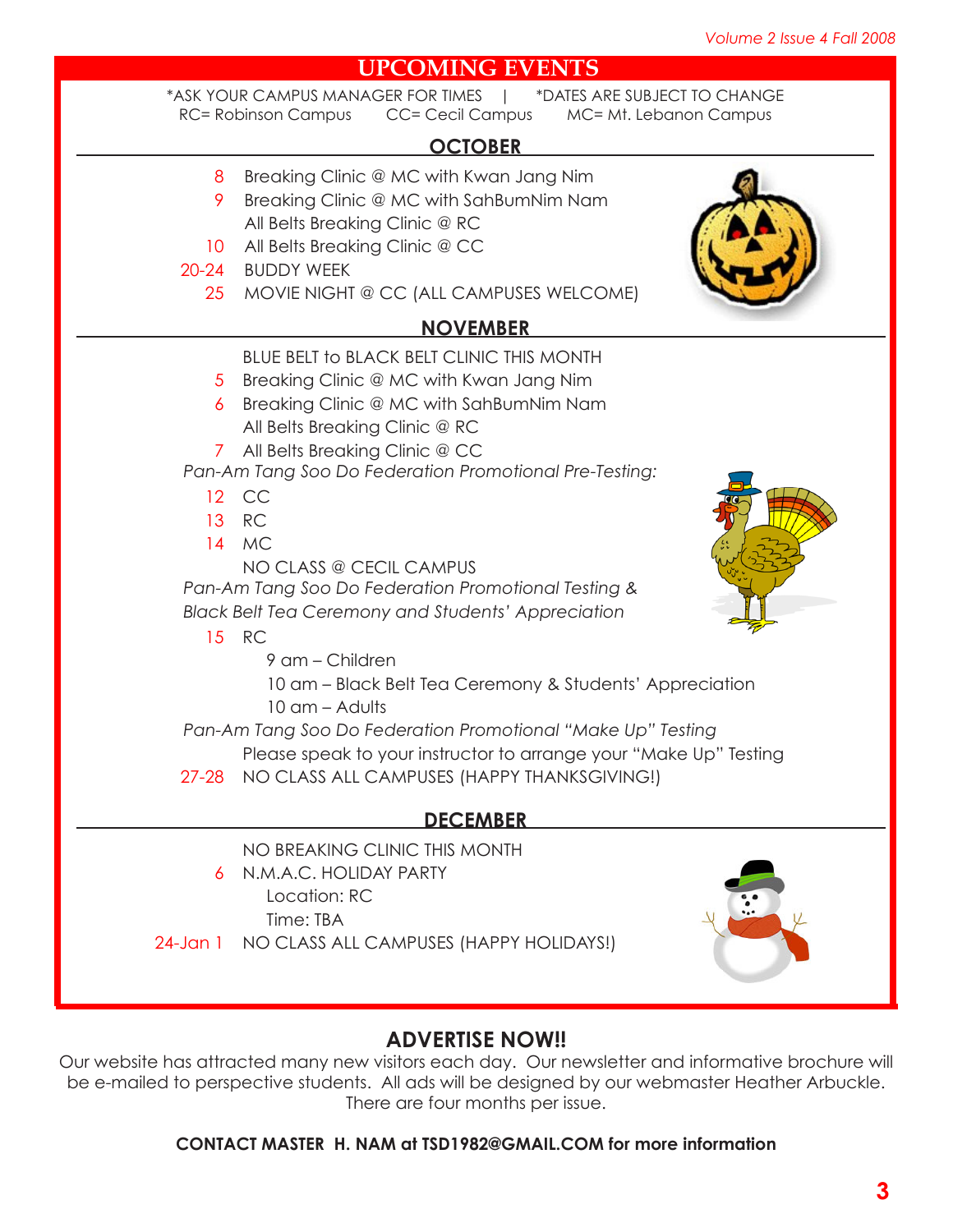# UPCOMING EVENTS

*ASK YOUR CAMPUS MANAGER FOR TIMES | *DATES ARE SUBJECT TO CHANGE
RC= Robinson Campus CC= Cecil Campus MC= Mt. Lebanon Campus

## OCTOBER

8 Breaking Clinic @ MC with Kwan Jang Nim
9 Breaking Clinic @ MC with SahBumNim Nam
All Belts Breaking Clinic @ RC
10 All Belts Breaking Clinic @ CC
20-24 BUDDY WEEK
25 MOVIE NIGHT @ CC (ALL CAMPUSES WELCOME)

## NOVEMBER

BLUE BELT to BLACK BELT CLINIC THIS MONTH
5 Breaking Clinic @ MC with Kwan Jang Nim
6 Breaking Clinic @ MC with SahBumNim Nam
All Belts Breaking Clinic @ RC
7 All Belts Breaking Clinic @ CC

*Pan-Am Tang Soo Do Federation Promotional Pre-Testing:*
12 CC
13 RC
14 MC
NO CLASS @ CECIL CAMPUS

*Pan-Am Tang Soo Do Federation Promotional Testing & Black Belt Tea Ceremony and Students' Appreciation*
15 RC
9 am – Children
10 am – Black Belt Tea Ceremony & Students' Appreciation
10 am – Adults

*Pan-Am Tang Soo Do Federation Promotional "Make Up" Testing*
Please speak to your instructor to arrange your "Make Up" Testing
27-28 NO CLASS ALL CAMPUSES (HAPPY THANKSGIVING!)

## DECEMBER

NO BREAKING CLINIC THIS MONTH
6 N.M.A.C. HOLIDAY PARTY
Location: RC
Time: TBA
24-Jan 1 NO CLASS ALL CAMPUSES (HAPPY HOLIDAYS!)

## ADVERTISE NOW!!

Our website has attracted many new visitors each day. Our newsletter and informative brochure will be e-mailed to perspective students. All ads will be designed by our webmaster Heather Arbuckle. There are four months per issue.

**CONTACT MASTER H. NAM at TSD1982@GMAIL.COM for more information**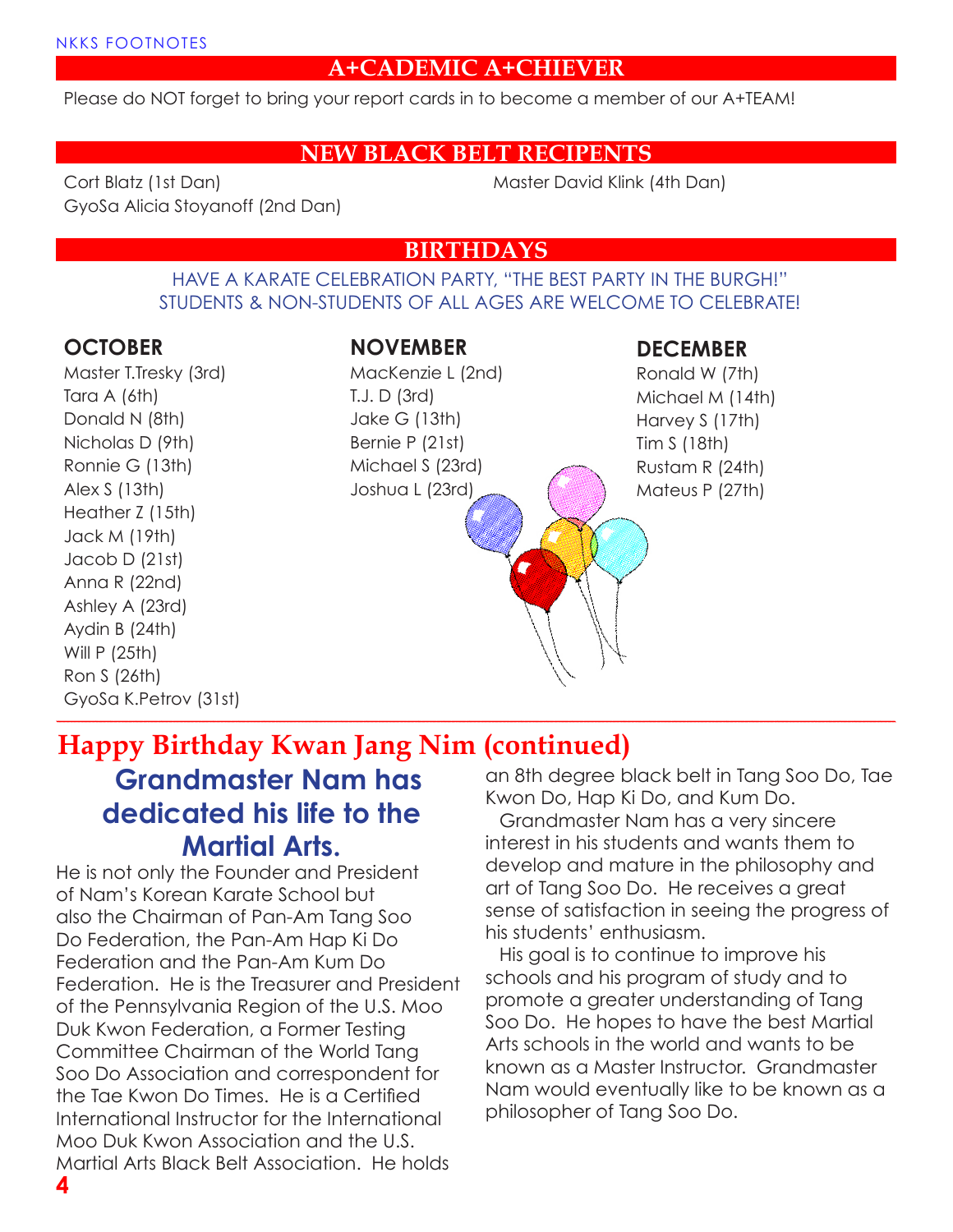## A+CADEMIC A+CHIEVER

Please do NOT forget to bring your report cards in to become a member of our A+TEAM!

## NEW BLACK BELT RECIPENTS

Cort Blatz (1st Dan)
GyoSa Alicia Stoyanoff (2nd Dan)
Master David Klink (4th Dan)

## BIRTHDAYS

HAVE A KARATE CELEBRATION PARTY, "THE BEST PARTY IN THE BURGH!"
STUDENTS & NON-STUDENTS OF ALL AGES ARE WELCOME TO CELEBRATE!

### OCTOBER

Master T.Tresky (3rd)
Tara A (6th)
Donald N (8th)
Nicholas D (9th)
Ronnie G (13th)
Alex S (13th)
Heather Z (15th)
Jack M (19th)
Jacob D (21st)
Anna R (22nd)
Ashley A (23rd)
Aydin B (24th)
Will P (25th)
Ron S (26th)
GyoSa K.Petrov (31st)

### NOVEMBER

MacKenzie L (2nd)
T.J. D (3rd)
Jake G (13th)
Bernie P (21st)
Michael S (23rd)
Joshua L (23rd)

### DECEMBER

Ronald W (7th)
Michael M (14th)
Harvey S (17th)
Tim S (18th)
Rustam R (24th)
Mateus P (27th)

---

## Happy Birthday Kwan Jang Nim (continued)

### Grandmaster Nam has dedicated his life to the Martial Arts.

He is not only the Founder and President of Nam's Korean Karate School but also the Chairman of Pan-Am Tang Soo Do Federation, the Pan-Am Hap Ki Do Federation and the Pan-Am Kum Do Federation. He is the Treasurer and President of the Pennsylvania Region of the U.S. Moo Duk Kwon Federation, a Former Testing Committee Chairman of the World Tang Soo Do Association and correspondent for the Tae Kwon Do Times. He is a Certified International Instructor for the International Moo Duk Kwon Association and the U.S. Martial Arts Black Belt Association. He holds an 8th degree black belt in Tang Soo Do, Tae Kwon Do, Hap Ki Do, and Kum Do.

Grandmaster Nam has a very sincere interest in his students and wants them to develop and mature in the philosophy and art of Tang Soo Do. He receives a great sense of satisfaction in seeing the progress of his students' enthusiasm.

His goal is to continue to improve his schools and his program of study and to promote a greater understanding of Tang Soo Do. He hopes to have the best Martial Arts schools in the world and wants to be known as a Master Instructor. Grandmaster Nam would eventually like to be known as a philosopher of Tang Soo Do.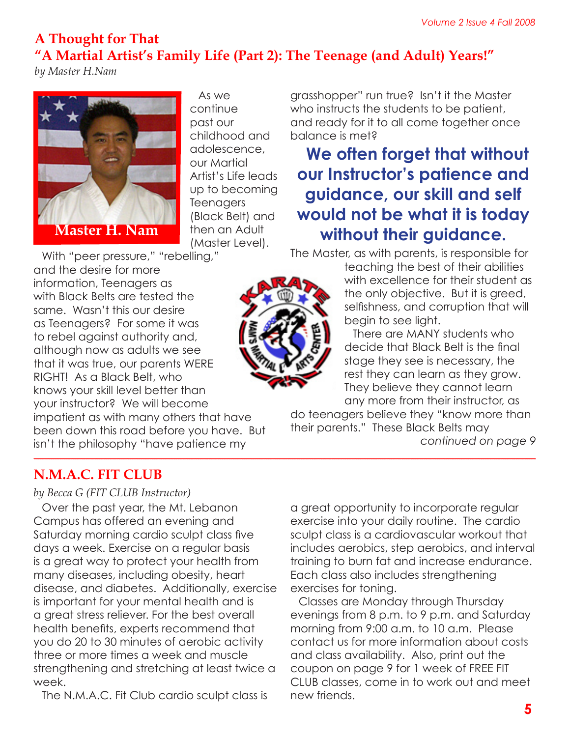## A Thought for That

## "A Martial Artist's Family Life (Part 2): The Teenage (and Adult) Years!"

*by Master H.Nam*

Master H. Nam

As we continue past our childhood and adolescence, our Martial Artist's Life leads up to becoming Teenagers (Black Belt) and then an Adult (Master Level).

With "peer pressure," "rebelling," and the desire for more information, Teenagers as with Black Belts are tested the same. Wasn't this our desire as Teenagers? For some it was to rebel against authority and, although now as adults we see that it was true, our parents WERE RIGHT! As a Black Belt, who knows your skill level better than your instructor? We will become impatient as with many others that have been down this road before you have. But isn't the philosophy "have patience my grasshopper" run true? Isn't it the Master who instructs the students to be patient, and ready for it to all come together once balance is met?

**We often forget that without our Instructor's patience and guidance, our skill and self would not be what it is today without their guidance.**

The Master, as with parents, is responsible for teaching the best of their abilities with excellence for their student as the only objective. But it is greed, selfishness, and corruption that will begin to see light.

There are MANY students who decide that Black Belt is the final stage they see is necessary, the rest they can learn as they grow. They believe they cannot learn any more from their instructor, as do teenagers believe they "know more than their parents." These Black Belts may

*continued on page 9*

---

## N.M.A.C. FIT CLUB

*by Becca G (FIT CLUB Instructor)*

Over the past year, the Mt. Lebanon Campus has offered an evening and Saturday morning cardio sculpt class five days a week. Exercise on a regular basis is a great way to protect your health from many diseases, including obesity, heart disease, and diabetes. Additionally, exercise is important for your mental health and is a great stress reliever. For the best overall health benefits, experts recommend that you do 20 to 30 minutes of aerobic activity three or more times a week and muscle strengthening and stretching at least twice a week.

The N.M.A.C. Fit Club cardio sculpt class is a great opportunity to incorporate regular exercise into your daily routine. The cardio sculpt class is a cardiovascular workout that includes aerobics, step aerobics, and interval training to burn fat and increase endurance. Each class also includes strengthening exercises for toning.

Classes are Monday through Thursday evenings from 8 p.m. to 9 p.m. and Saturday morning from 9:00 a.m. to 10 a.m. Please contact us for more information about costs and class availability. Also, print out the coupon on page 9 for 1 week of FREE FIT CLUB classes, come in to work out and meet new friends.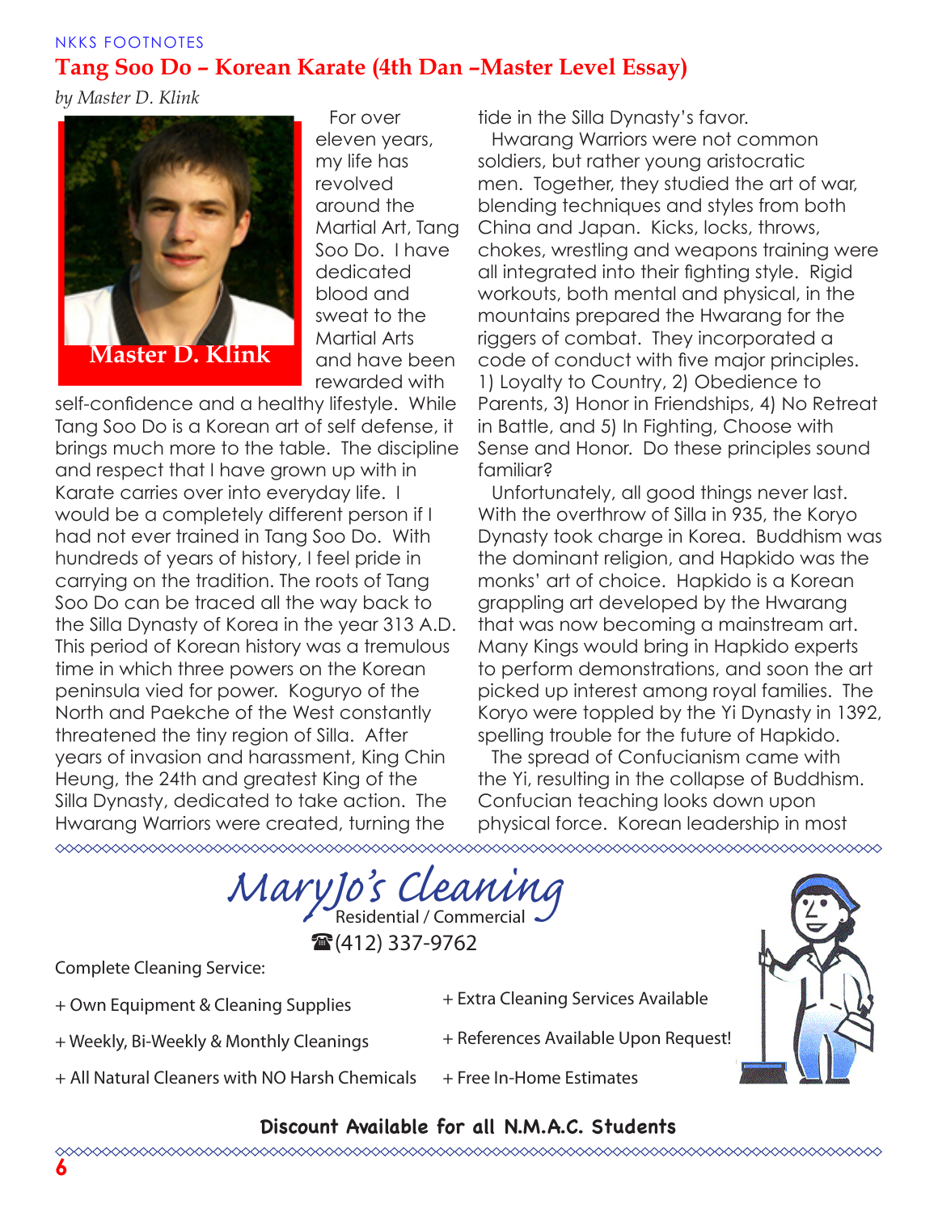NKKS FOOTNOTES

## Tang Soo Do – Korean Karate (4th Dan –Master Level Essay)

*by Master D. Klink*

Master D. Klink

For over eleven years, my life has revolved around the Martial Art, Tang Soo Do. I have dedicated blood and sweat to the Martial Arts and have been rewarded with self-confidence and a healthy lifestyle. While Tang Soo Do is a Korean art of self defense, it brings much more to the table. The discipline and respect that I have grown up with in Karate carries over into everyday life. I would be a completely different person if I had not ever trained in Tang Soo Do. With hundreds of years of history, I feel pride in carrying on the tradition. The roots of Tang Soo Do can be traced all the way back to the Silla Dynasty of Korea in the year 313 A.D. This period of Korean history was a tremulous time in which three powers on the Korean peninsula vied for power. Koguryo of the North and Paekche of the West constantly threatened the tiny region of Silla. After years of invasion and harassment, King Chin Heung, the 24th and greatest King of the Silla Dynasty, dedicated to take action. The Hwarang Warriors were created, turning the tide in the Silla Dynasty's favor.

Hwarang Warriors were not common soldiers, but rather young aristocratic men. Together, they studied the art of war, blending techniques and styles from both China and Japan. Kicks, locks, throws, chokes, wrestling and weapons training were all integrated into their fighting style. Rigid workouts, both mental and physical, in the mountains prepared the Hwarang for the riggers of combat. They incorporated a code of conduct with five major principles. 1) Loyalty to Country, 2) Obedience to Parents, 3) Honor in Friendships, 4) No Retreat in Battle, and 5) In Fighting, Choose with Sense and Honor. Do these principles sound familiar?

Unfortunately, all good things never last. With the overthrow of Silla in 935, the Koryo Dynasty took charge in Korea. Buddhism was the dominant religion, and Hapkido was the monks' art of choice. Hapkido is a Korean grappling art developed by the Hwarang that was now becoming a mainstream art. Many Kings would bring in Hapkido experts to perform demonstrations, and soon the art picked up interest among royal families. The Koryo were toppled by the Yi Dynasty in 1392, spelling trouble for the future of Hapkido.

The spread of Confucianism came with the Yi, resulting in the collapse of Buddhism. Confucian teaching looks down upon physical force. Korean leadership in most

---

## MaryJo's Cleaning

Residential / Commercial

☎(412) 337-9762

Complete Cleaning Service:

+ Own Equipment & Cleaning Supplies
+ Weekly, Bi-Weekly & Monthly Cleanings
+ All Natural Cleaners with NO Harsh Chemicals
+ Extra Cleaning Services Available
+ References Available Upon Request!
+ Free In-Home Estimates

**Discount Available for all N.M.A.C. Students**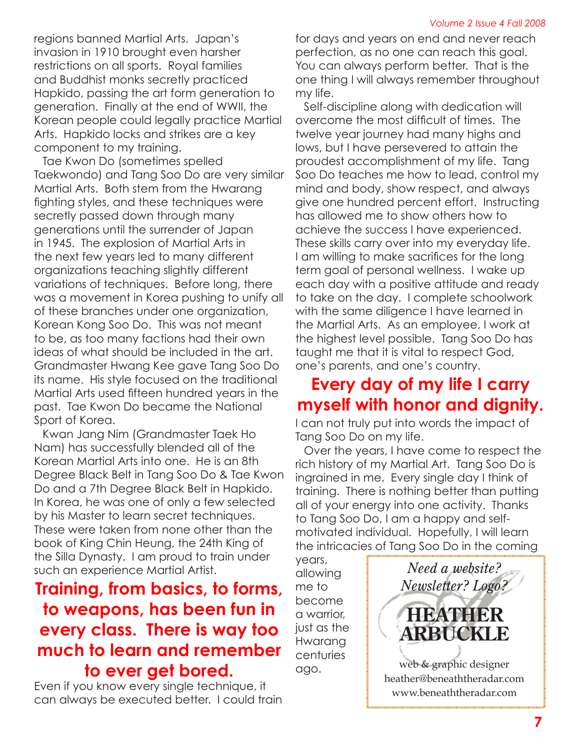regions banned Martial Arts. Japan's invasion in 1910 brought even harsher restrictions on all sports. Royal families and Buddhist monks secretly practiced Hapkido, passing the art form generation to generation. Finally at the end of WWII, the Korean people could legally practice Martial Arts. Hapkido locks and strikes are a key component to my training.

Tae Kwon Do (sometimes spelled Taekwondo) and Tang Soo Do are very similar Martial Arts. Both stem from the Hwarang fighting styles, and these techniques were secretly passed down through many generations until the surrender of Japan in 1945. The explosion of Martial Arts in the next few years led to many different organizations teaching slightly different variations of techniques. Before long, there was a movement in Korea pushing to unify all of these branches under one organization, Korean Kong Soo Do. This was not meant to be, as too many factions had their own ideas of what should be included in the art. Grandmaster Hwang Kee gave Tang Soo Do its name. His style focused on the traditional Martial Arts used fifteen hundred years in the past. Tae Kwon Do became the National Sport of Korea.

Kwan Jang Nim (Grandmaster Taek Ho Nam) has successfully blended all of the Korean Martial Arts into one. He is an 8th Degree Black Belt in Tang Soo Do & Tae Kwon Do and a 7th Degree Black Belt in Hapkido. In Korea, he was one of only a few selected by his Master to learn secret techniques. These were taken from none other than the book of King Chin Heung, the 24th King of the Silla Dynasty. I am proud to train under such an experience Martial Artist.

**Training, from basics, to forms, to weapons, has been fun in every class. There is way too much to learn and remember to ever get bored.**

Even if you know every single technique, it can always be executed better. I could train for days and years on end and never reach perfection, as no one can reach this goal. You can always perform better. That is the one thing I will always remember throughout my life.

Self-discipline along with dedication will overcome the most difficult of times. The twelve year journey had many highs and lows, but I have persevered to attain the proudest accomplishment of my life. Tang Soo Do teaches me how to lead, control my mind and body, show respect, and always give one hundred percent effort. Instructing has allowed me to show others how to achieve the success I have experienced. These skills carry over into my everyday life. I am willing to make sacrifices for the long term goal of personal wellness. I wake up each day with a positive attitude and ready to take on the day. I complete schoolwork with the same diligence I have learned in the Martial Arts. As an employee, I work at the highest level possible. Tang Soo Do has taught me that it is vital to respect God, one's parents, and one's country.

**Every day of my life I carry myself with honor and dignity.**

I can not truly put into words the impact of Tang Soo Do on my life.

Over the years, I have come to respect the rich history of my Martial Art. Tang Soo Do is ingrained in me. Every single day I think of training. There is nothing better than putting all of your energy into one activity. Thanks to Tang Soo Do, I am a happy and self-motivated individual. Hopefully, I will learn the intricacies of Tang Soo Do in the coming years, allowing me to become a warrior, just as the Hwarang centuries ago.

*Need a website? Newsletter? Logo?*

**HEATHER ARBUCKLE**

web & graphic designer
heather@beneaththeradar.com
www.beneaththeradar.com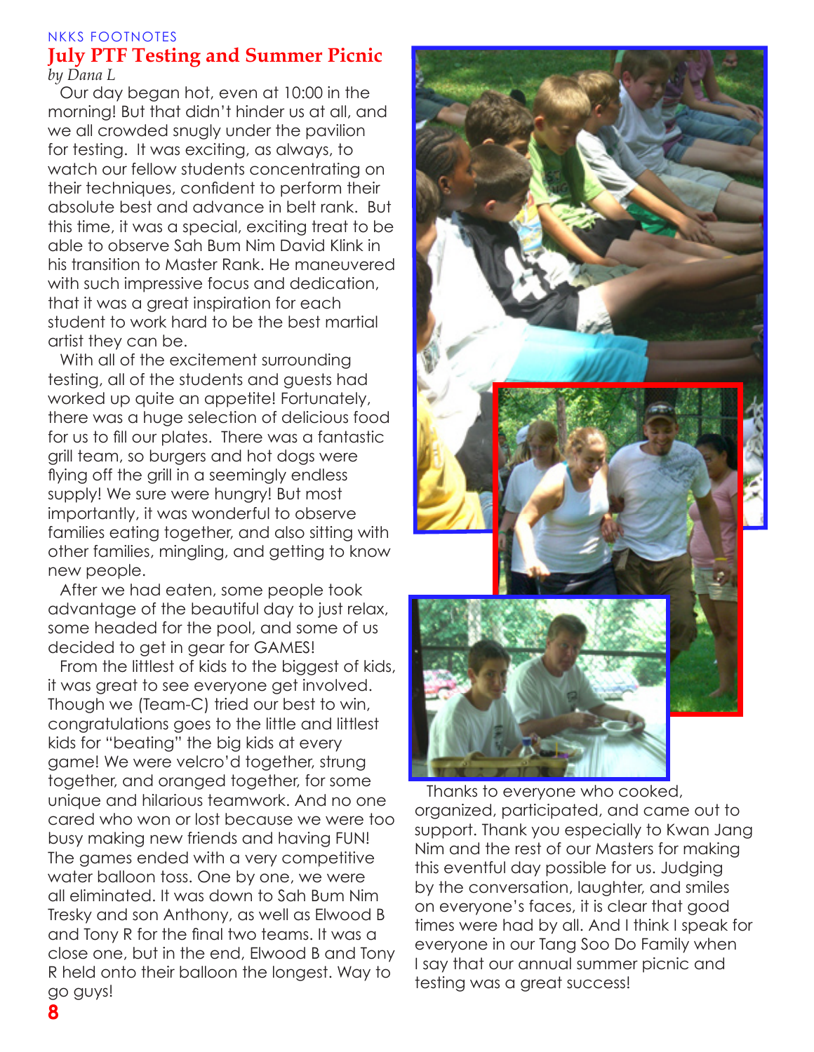NKKS FOOTNOTES

# July PTF Testing and Summer Picnic

*by Dana L*

Our day began hot, even at 10:00 in the morning! But that didn't hinder us at all, and we all crowded snugly under the pavilion for testing. It was exciting, as always, to watch our fellow students concentrating on their techniques, confident to perform their absolute best and advance in belt rank. But this time, it was a special, exciting treat to be able to observe Sah Bum Nim David Klink in his transition to Master Rank. He maneuvered with such impressive focus and dedication, that it was a great inspiration for each student to work hard to be the best martial artist they can be.

With all of the excitement surrounding testing, all of the students and guests had worked up quite an appetite! Fortunately, there was a huge selection of delicious food for us to fill our plates. There was a fantastic grill team, so burgers and hot dogs were flying off the grill in a seemingly endless supply! We sure were hungry! But most importantly, it was wonderful to observe families eating together, and also sitting with other families, mingling, and getting to know new people.

After we had eaten, some people took advantage of the beautiful day to just relax, some headed for the pool, and some of us decided to get in gear for GAMES!

From the littlest of kids to the biggest of kids, it was great to see everyone get involved. Though we (Team-C) tried our best to win, congratulations goes to the little and littlest kids for "beating" the big kids at every game! We were velcro'd together, strung together, and oranged together, for some unique and hilarious teamwork. And no one cared who won or lost because we were too busy making new friends and having FUN! The games ended with a very competitive water balloon toss. One by one, we were all eliminated. It was down to Sah Bum Nim Tresky and son Anthony, as well as Elwood B and Tony R for the final two teams. It was a close one, but in the end, Elwood B and Tony R held onto their balloon the longest. Way to go guys!

Thanks to everyone who cooked, organized, participated, and came out to support. Thank you especially to Kwan Jang Nim and the rest of our Masters for making this eventful day possible for us. Judging by the conversation, laughter, and smiles on everyone's faces, it is clear that good times were had by all. And I think I speak for everyone in our Tang Soo Do Family when I say that our annual summer picnic and testing was a great success!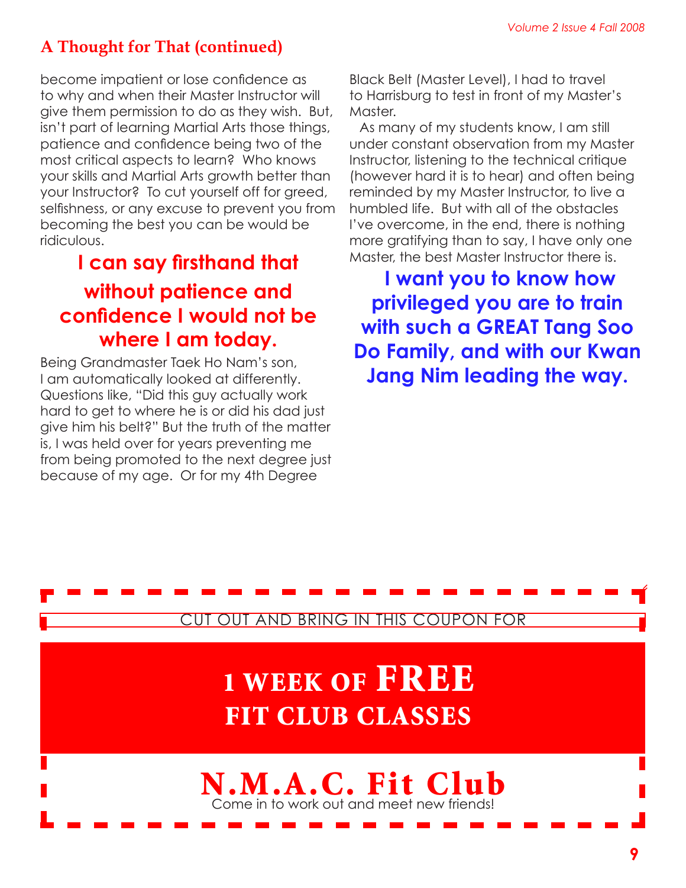## A Thought for That (continued)

become impatient or lose confidence as to why and when their Master Instructor will give them permission to do as they wish. But, isn't part of learning Martial Arts those things, patience and confidence being two of the most critical aspects to learn? Who knows your skills and Martial Arts growth better than your Instructor? To cut yourself off for greed, selfishness, or any excuse to prevent you from becoming the best you can be would be ridiculous.

**I can say firsthand that without patience and confidence I would not be where I am today.**

Being Grandmaster Taek Ho Nam's son, I am automatically looked at differently. Questions like, "Did this guy actually work hard to get to where he is or did his dad just give him his belt?" But the truth of the matter is, I was held over for years preventing me from being promoted to the next degree just because of my age. Or for my 4th Degree Black Belt (Master Level), I had to travel to Harrisburg to test in front of my Master's Master.

As many of my students know, I am still under constant observation from my Master Instructor, listening to the technical critique (however hard it is to hear) and often being reminded by my Master Instructor, to live a humbled life. But with all of the obstacles I've overcome, in the end, there is nothing more gratifying than to say, I have only one Master, the best Master Instructor there is.

**I want you to know how privileged you are to train with such a GREAT Tang Soo Do Family, and with our Kwan Jang Nim leading the way.**

---

CUT OUT AND BRING IN THIS COUPON FOR

**1 WEEK OF FREE FIT CLUB CLASSES**

**N.M.A.C. Fit Club**

Come in to work out and meet new friends!